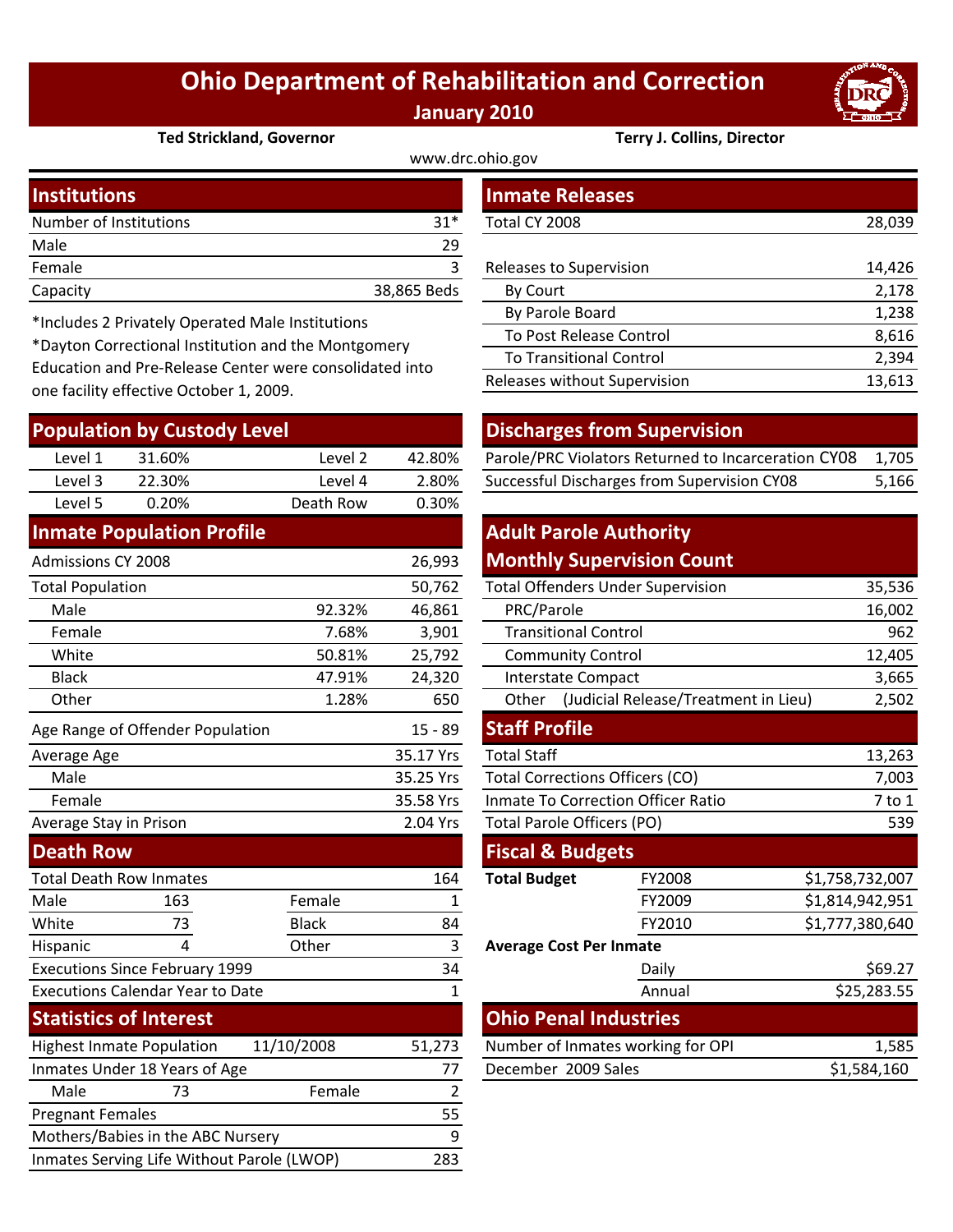# Ohio Department of Rehabilitation and Correction

**January 2010**

**Ted Strickland, Governor** | **Terry J. Collins, Director**

www.drc.ohio.gov

## Institutions

| | |
|---|---|
| Number of Institutions | 31* |
| Male | 29 |
| Female | 3 |
| Capacity | 38,865 Beds |

*Includes 2 Privately Operated Male Institutions

*Dayton Correctional Institution and the Montgomery Education and Pre-Release Center were consolidated into one facility effective October 1, 2009.

## Population by Custody Level

| | | | |
|---|---|---|---|
| Level 1 | 31.60% | Level 2 | 42.80% |
| Level 3 | 22.30% | Level 4 | 2.80% |
| Level 5 | 0.20% | Death Row | 0.30% |

## Inmate Population Profile

| | | |
|---|---|---|
| Admissions CY 2008 | | 26,993 |
| Total Population | | 50,762 |
| Male | 92.32% | 46,861 |
| Female | 7.68% | 3,901 |
| White | 50.81% | 25,792 |
| Black | 47.91% | 24,320 |
| Other | 1.28% | 650 |
| Age Range of Offender Population | | 15 - 89 |
| Average Age | | 35.17 Yrs |
| Male | | 35.25 Yrs |
| Female | | 35.58 Yrs |
| Average Stay in Prison | | 2.04 Yrs |

## Death Row

| | | | |
|---|---|---|---|
| Total Death Row Inmates | | | 164 |
| Male | 163 | Female | 1 |
| White | 73 | Black | 84 |
| Hispanic | 4 | Other | 3 |
| Executions Since February 1999 | | | 34 |
| Executions Calendar Year to Date | | | 1 |

## Statistics of Interest

| | | | |
|---|---|---|---|
| Highest Inmate Population | 11/10/2008 | | 51,273 |
| Inmates Under 18 Years of Age | | | 77 |
| Male | 73 | Female | 2 |
| Pregnant Females | | | 55 |
| Mothers/Babies in the ABC Nursery | | | 9 |
| Inmates Serving Life Without Parole (LWOP) | | | 283 |

## Inmate Releases

| | |
|---|---|
| Total CY 2008 | 28,039 |
| Releases to Supervision | 14,426 |
| By Court | 2,178 |
| By Parole Board | 1,238 |
| To Post Release Control | 8,616 |
| To Transitional Control | 2,394 |
| Releases without Supervision | 13,613 |

## Discharges from Supervision

| | |
|---|---|
| Parole/PRC Violators Returned to Incarceration CY08 | 1,705 |
| Successful Discharges from Supervision CY08 | 5,166 |

## Adult Parole Authority Monthly Supervision Count

| | |
|---|---|
| Total Offenders Under Supervision | 35,536 |
| PRC/Parole | 16,002 |
| Transitional Control | 962 |
| Community Control | 12,405 |
| Interstate Compact | 3,665 |
| Other (Judicial Release/Treatment in Lieu) | 2,502 |

## Staff Profile

| | |
|---|---|
| Total Staff | 13,263 |
| Total Corrections Officers (CO) | 7,003 |
| Inmate To Correction Officer Ratio | 7 to 1 |
| Total Parole Officers (PO) | 539 |

## Fiscal & Budgets

| | | |
|---|---|---|
| **Total Budget** | FY2008 | $1,758,732,007 |
| | FY2009 | $1,814,942,951 |
| | FY2010 | $1,777,380,640 |
| **Average Cost Per Inmate** | | |
| | Daily | $69.27 |
| | Annual | $25,283.55 |

## Ohio Penal Industries

| | |
|---|---|
| Number of Inmates working for OPI | 1,585 |
| December 2009 Sales | $1,584,160 |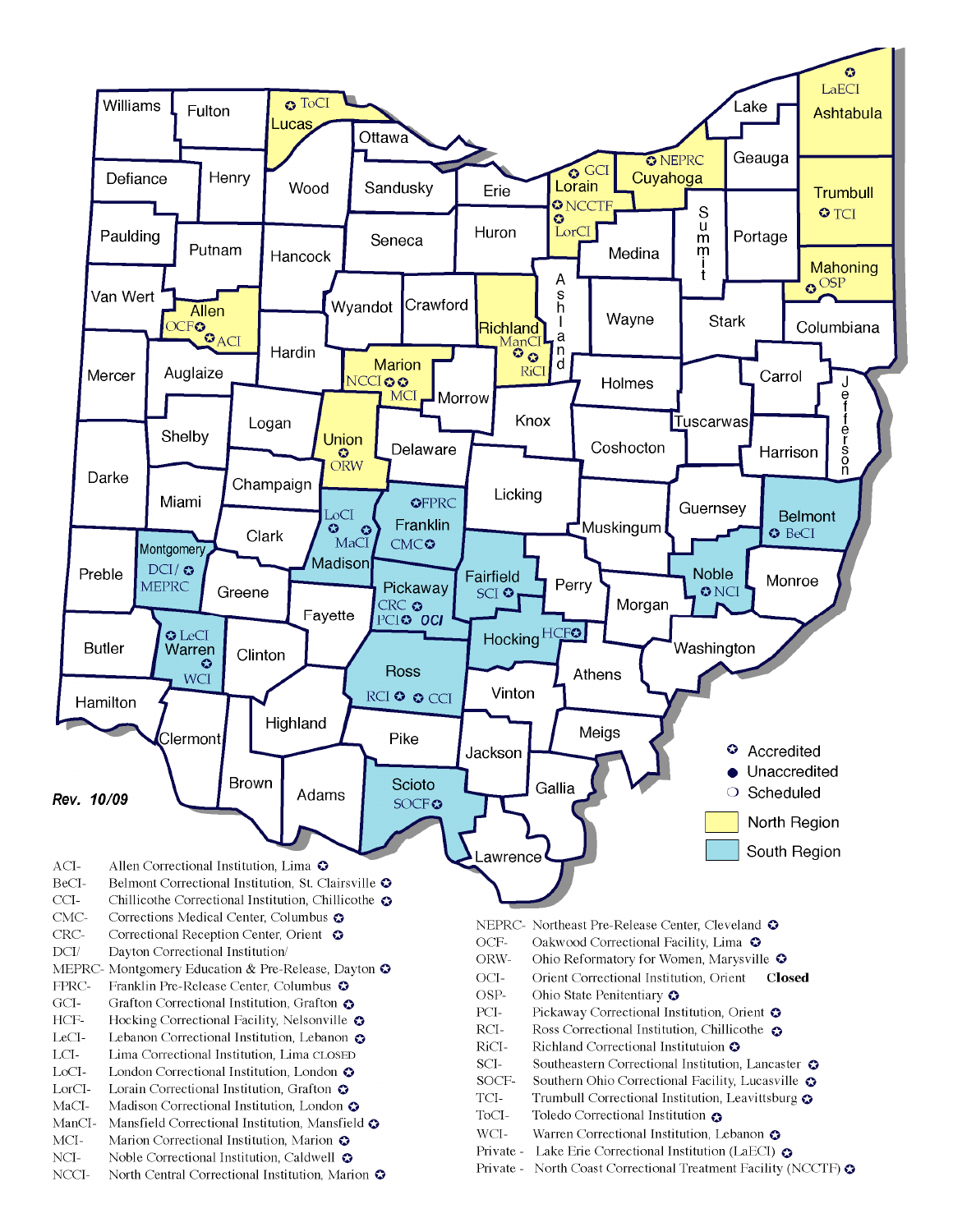Rev. 10/09

- ✪ Accredited
- ● Unaccredited
- ❍ Scheduled
- North Region
- South Region

| | |
|---|---|
| ACI- | Allen Correctional Institution, Lima ✪ |
| BeCI- | Belmont Correctional Institution, St. Clairsville ✪ |
| CCI- | Chillicothe Correctional Institution, Chillicothe ✪ |
| CMC- | Corrections Medical Center, Columbus ✪ |
| CRC- | Correctional Reception Center, Orient ✪ |
| DCI/ | Dayton Correctional Institution/ |
| MEPRC- | Montgomery Education & Pre-Release, Dayton ✪ |
| FPRC- | Franklin Pre-Release Center, Columbus ✪ |
| GCI- | Grafton Correctional Institution, Grafton ✪ |
| HCF- | Hocking Correctional Facility, Nelsonville ✪ |
| LeCI- | Lebanon Correctional Institution, Lebanon ✪ |
| LCI- | Lima Correctional Institution, Lima CLOSED |
| LoCI- | London Correctional Institution, London ✪ |
| LorCI- | Lorain Correctional Institution, Grafton ✪ |
| MaCI- | Madison Correctional Institution, London ✪ |
| ManCI- | Mansfield Correctional Institution, Mansfield ✪ |
| MCI- | Marion Correctional Institution, Marion ✪ |
| NCI- | Noble Correctional Institution, Caldwell ✪ |
| NCCI- | North Central Correctional Institution, Marion ✪ |
| NEPRC- | Northeast Pre-Release Center, Cleveland ✪ |
| OCF- | Oakwood Correctional Facility, Lima ✪ |
| ORW- | Ohio Reformatory for Women, Marysville ✪ |
| OCI- | Orient Correctional Institution, Orient **Closed** |
| OSP- | Ohio State Penitentiary ✪ |
| PCI- | Pickaway Correctional Institution, Orient ✪ |
| RCI- | Ross Correctional Institution, Chillicothe ✪ |
| RiCI- | Richland Correctional Instituituon ✪ |
| SCI- | Southeastern Correctional Institution, Lancaster ✪ |
| SOCF- | Southern Ohio Correctional Facility, Lucasville ✪ |
| TCI- | Trumbull Correctional Institution, Leavittsburg ✪ |
| ToCI- | Toledo Correctional Institution ✪ |
| WCI- | Warren Correctional Institution, Lebanon ✪ |
| Private - | Lake Erie Correctional Institution (LaECI) ✪ |
| Private - | North Coast Correctional Treatment Facility (NCCTF) ✪ |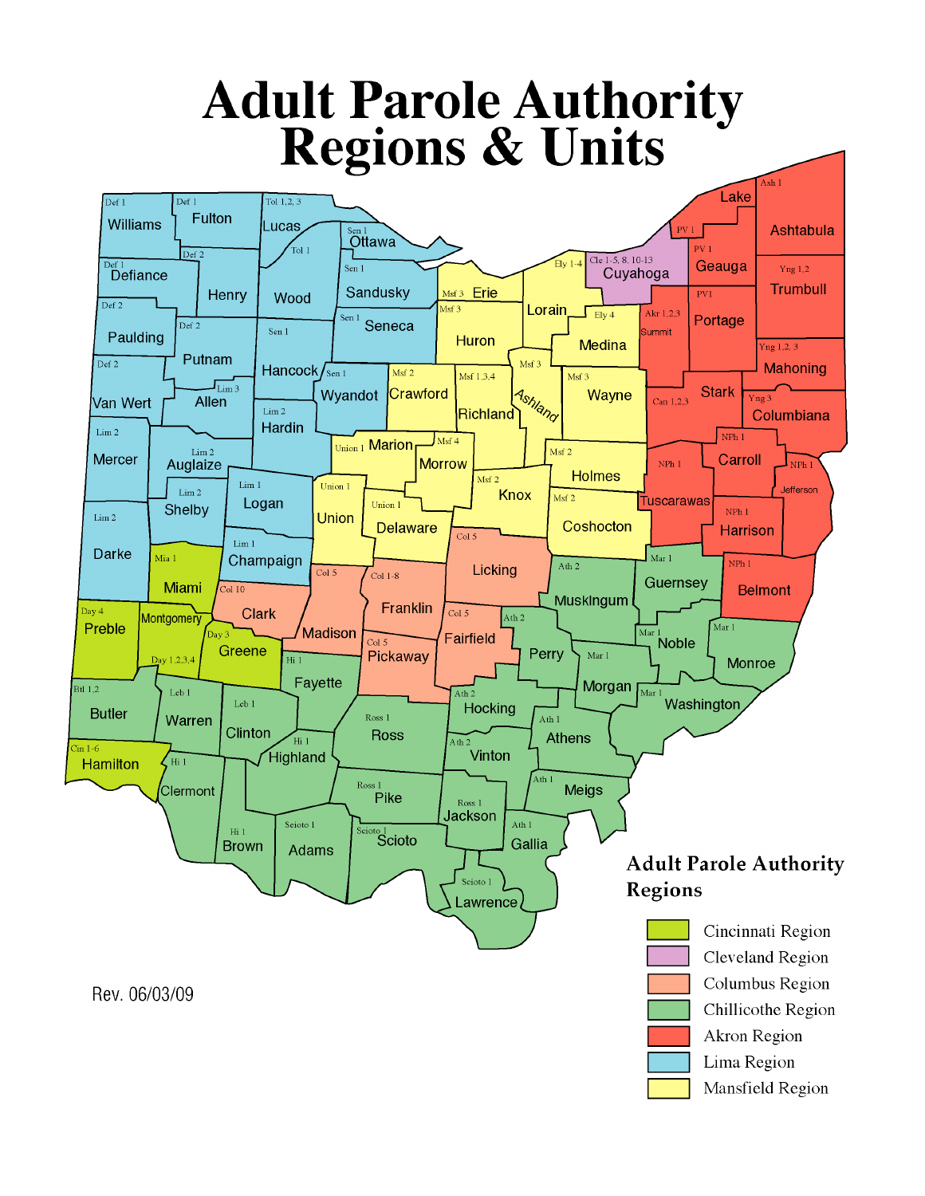# Adult Parole Authority Regions & Units

Def 1 Williams
Def 1 Fulton
Tol 1,2, 3 Lucas
Sen 1 Ottawa
Tol 1
Def 1 Defiance
Def 2 Henry
Wood
Sen 1 Sandusky
Msf 3 Erie
Ely 1-4 Lorain
Cle 1-5, 8, 10-13 Cuyahoga
PV 1 Lake
Ash 1 Ashtabula
PV 1 Geauga
Yng 1,2 Trumbull
Def 2 Paulding
Def 2 Putnam
Sen 1 Hancock
Sen 1 Seneca
Msf 3 Huron
Ely 4 Medina
Akr 1,2,3 Summit
PV1 Portage
Yng 1, 2, 3 Mahoning
Def 2 Van Wert
Lim 3 Allen
Sen 1 Wyandot
Msf 2 Crawford
Msf 1,3,4 Richland
Msf 3 Ashland
Msf 3 Wayne
Can 1,2,3 Stark
Yng 3 Columbiana
Lim 2 Mercer
Lim 2 Auglaize
Lim 2 Hardin
Union 1 Marion
Msf 4 Morrow
Msf 2 Holmes
NPh 1 Carroll
NPh 1 Tuscarawas
NPh 1 Jefferson
Lim 2 Shelby
Lim 1 Logan
Union 1 Union
Union 1 Delaware
Msf 2 Knox
Msf 2 Coshocton
NPh 1 Harrison
Lim 2 Darke
Mia 1 Miami
Lim 1 Champaign
Col 5 Licking
Ath 2 Muskingum
Mar 1 Guernsey
NPh 1 Belmont
Day 4 Preble
Montgomery
Day 1,2,3,4
Col 10 Clark
Col 5 Madison
Col 1-8 Franklin
Col 5 Fairfield
Ath 2 Perry
Mar 1 Noble
Mar 1 Monroe
Day 3 Greene
Hi 1 Fayette
Col 5 Pickaway
Mar 1 Morgan
Mar 1 Washington
Btl 1,2 Butler
Leb 1 Warren
Leb 1 Clinton
Ross 1 Ross
Ath 2 Hocking
Ath 1 Athens
Cin 1-6 Hamilton
Hi 1 Clermont
Hi 1 Highland
Ath 2 Vinton
Ath 1 Meigs
Ross 1 Pike
Ross 1 Jackson
Hi 1 Brown
Scioto 1 Adams
Scioto 1 Scioto
Ath 1 Gallia
Scioto 1 Lawrence

**Adult Parole Authority Regions**

- Cincinnati Region
- Cleveland Region
- Columbus Region
- Chillicothe Region
- Akron Region
- Lima Region
- Mansfield Region

Rev. 06/03/09